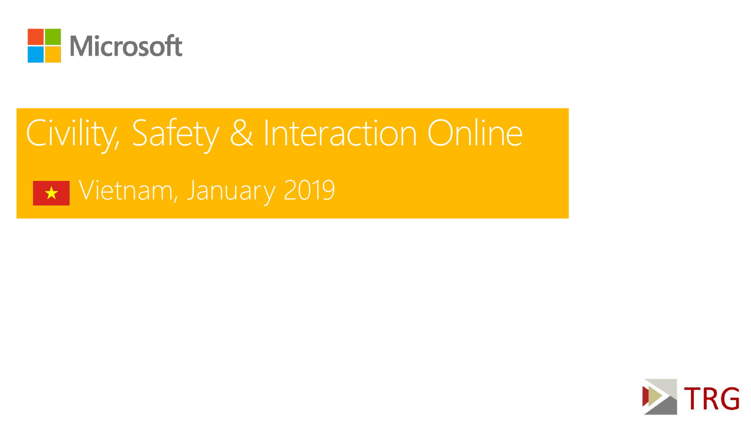Microsoft

# Civility, Safety & Interaction Online

## Vietnam, January 2019

TRG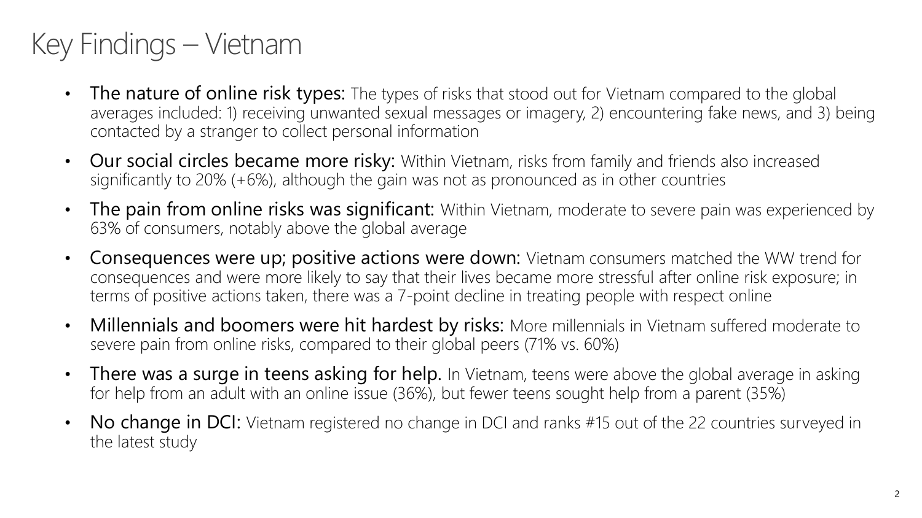# Key Findings – Vietnam

- **The nature of online risk types:** The types of risks that stood out for Vietnam compared to the global averages included: 1) receiving unwanted sexual messages or imagery, 2) encountering fake news, and 3) being contacted by a stranger to collect personal information
- **Our social circles became more risky:** Within Vietnam, risks from family and friends also increased significantly to 20% (+6%), although the gain was not as pronounced as in other countries
- **The pain from online risks was significant:** Within Vietnam, moderate to severe pain was experienced by 63% of consumers, notably above the global average
- **Consequences were up; positive actions were down:** Vietnam consumers matched the WW trend for consequences and were more likely to say that their lives became more stressful after online risk exposure; in terms of positive actions taken, there was a 7-point decline in treating people with respect online
- **Millennials and boomers were hit hardest by risks:** More millennials in Vietnam suffered moderate to severe pain from online risks, compared to their global peers (71% vs. 60%)
- **There was a surge in teens asking for help.** In Vietnam, teens were above the global average in asking for help from an adult with an online issue (36%), but fewer teens sought help from a parent (35%)
- **No change in DCI:** Vietnam registered no change in DCI and ranks #15 out of the 22 countries surveyed in the latest study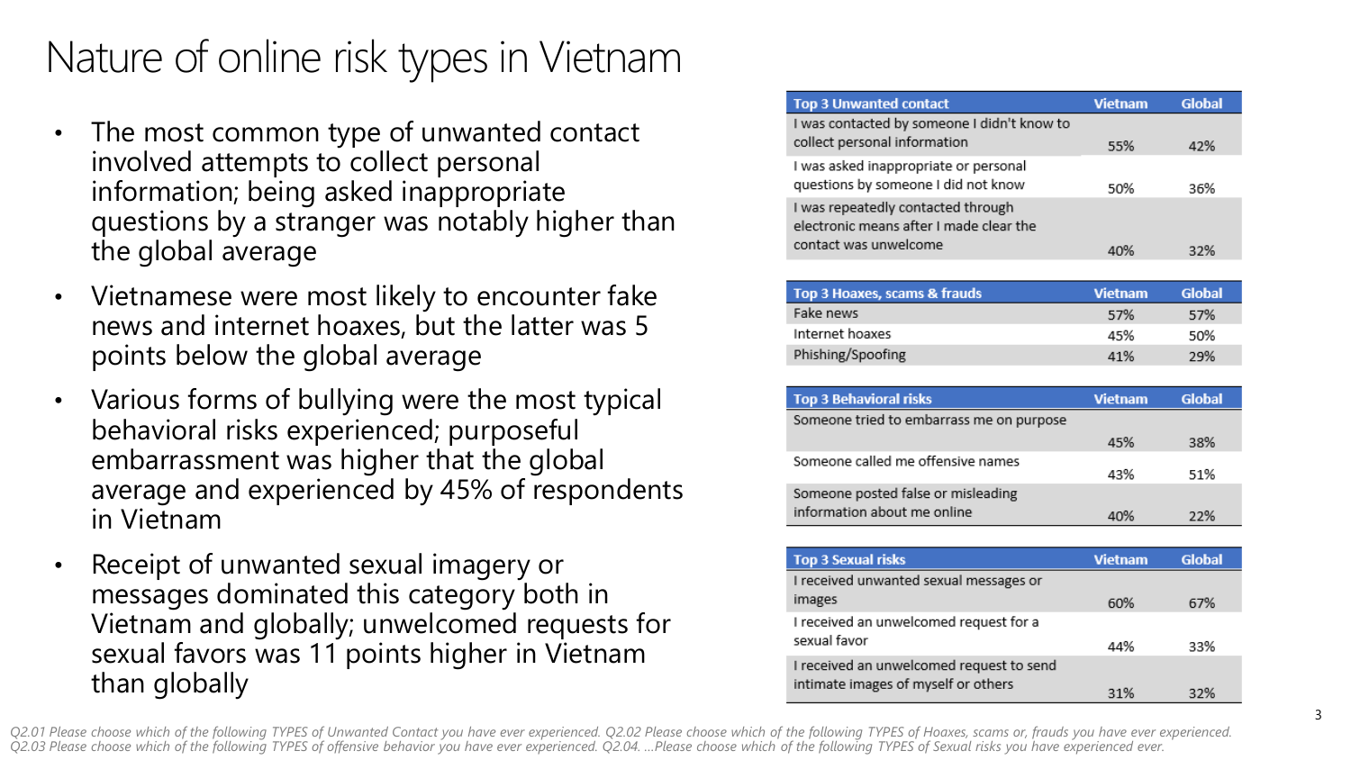# Nature of online risk types in Vietnam

- The most common type of unwanted contact involved attempts to collect personal information; being asked inappropriate questions by a stranger was notably higher than the global average
- Vietnamese were most likely to encounter fake news and internet hoaxes, but the latter was 5 points below the global average
- Various forms of bullying were the most typical behavioral risks experienced; purposeful embarrassment was higher that the global average and experienced by 45% of respondents in Vietnam
- Receipt of unwanted sexual imagery or messages dominated this category both in Vietnam and globally; unwelcomed requests for sexual favors was 11 points higher in Vietnam than globally

| Top 3 Unwanted contact | Vietnam | Global |
|---|---|---|
| I was contacted by someone I didn't know to collect personal information | 55% | 42% |
| I was asked inappropriate or personal questions by someone I did not know | 50% | 36% |
| I was repeatedly contacted through electronic means after I made clear the contact was unwelcome | 40% | 32% |

| Top 3 Hoaxes, scams & frauds | Vietnam | Global |
|---|---|---|
| Fake news | 57% | 57% |
| Internet hoaxes | 45% | 50% |
| Phishing/Spoofing | 41% | 29% |

| Top 3 Behavioral risks | Vietnam | Global |
|---|---|---|
| Someone tried to embarrass me on purpose | 45% | 38% |
| Someone called me offensive names | 43% | 51% |
| Someone posted false or misleading information about me online | 40% | 22% |

| Top 3 Sexual risks | Vietnam | Global |
|---|---|---|
| I received unwanted sexual messages or images | 60% | 67% |
| I received an unwelcomed request for a sexual favor | 44% | 33% |
| I received an unwelcomed request to send intimate images of myself or others | 31% | 32% |

*Q2.01 Please choose which of the following TYPES of Unwanted Contact you have ever experienced. Q2.02 Please choose which of the following TYPES of Hoaxes, scams or, frauds you have ever experienced. Q2.03 Please choose which of the following TYPES of offensive behavior you have ever experienced. Q2.04. …Please choose which of the following TYPES of Sexual risks you have experienced ever.*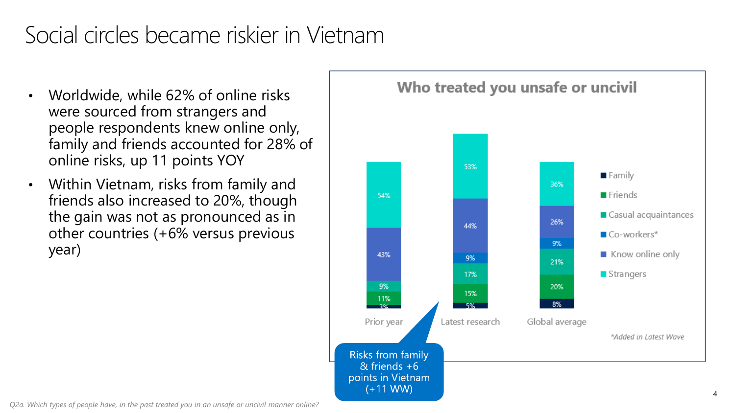# Social circles became riskier in Vietnam

- Worldwide, while 62% of online risks were sourced from strangers and people respondents knew online only, family and friends accounted for 28% of online risks, up 11 points YOY
- Within Vietnam, risks from family and friends also increased to 20%, though the gain was not as pronounced as in other countries (+6% versus previous year)

**Who treated you unsafe or uncivil**

| | Prior year | Latest research | Global average |
|---|---|---|---|
| Family | 3% | 5% | 8% |
| Friends | 11% | 15% | 20% |
| Casual acquaintances | 9% | 17% | 21% |
| Co-workers* | | 9% | 9% |
| Know online only | 43% | 44% | 26% |
| Strangers | 54% | 53% | 36% |

*Added in Latest Wave

Risks from family & friends +6 points in Vietnam (+11 WW)

*Q2a. Which types of people have, in the past treated you in an unsafe or uncivil manner online?*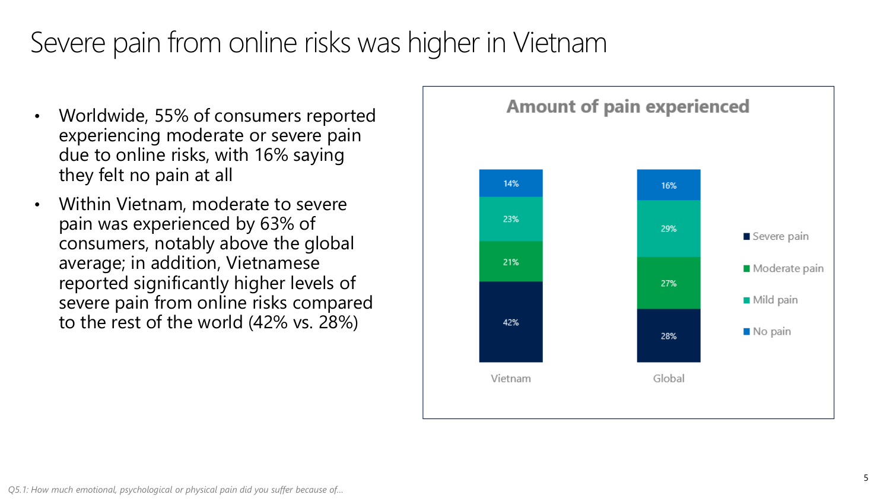# Severe pain from online risks was higher in Vietnam

- Worldwide, 55% of consumers reported experiencing moderate or severe pain due to online risks, with 16% saying they felt no pain at all
- Within Vietnam, moderate to severe pain was experienced by 63% of consumers, notably above the global average; in addition, Vietnamese reported significantly higher levels of severe pain from online risks compared to the rest of the world (42% vs. 28%)

**Amount of pain experienced**

| | Vietnam | Global |
|---|---|---|
| No pain | 14% | 16% |
| Mild pain | 23% | 29% |
| Moderate pain | 21% | 27% |
| Severe pain | 42% | 28% |

*Q5.1: How much emotional, psychological or physical pain did you suffer because of…*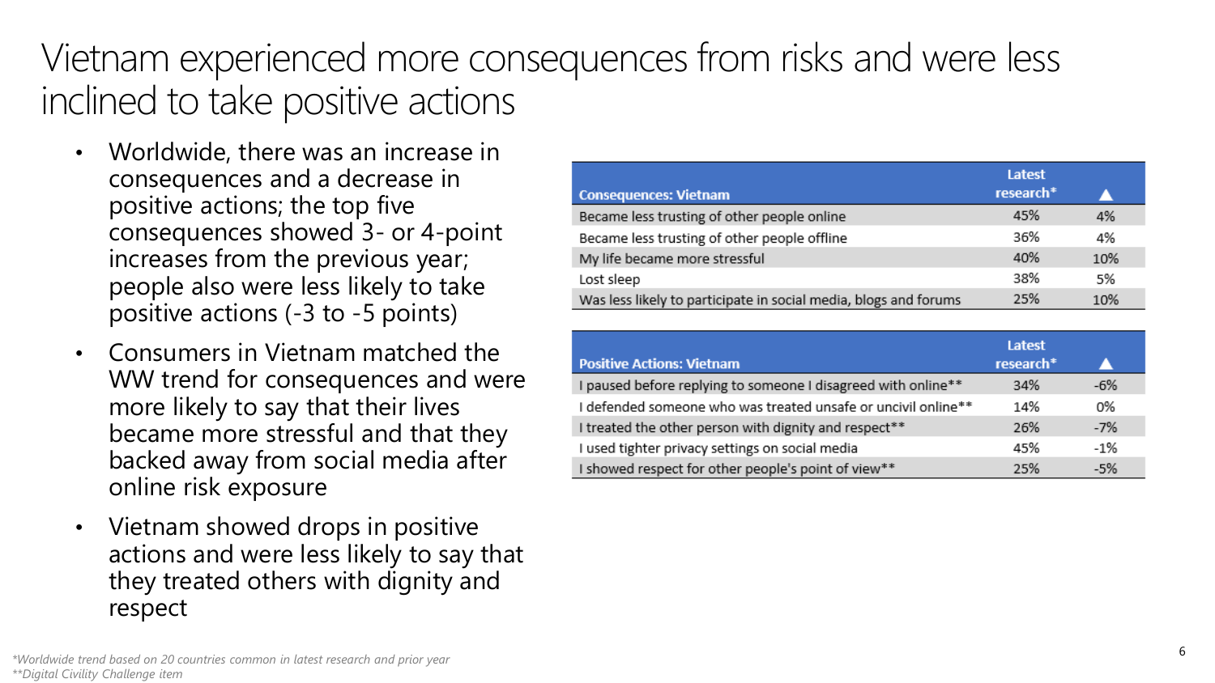# Vietnam experienced more consequences from risks and were less inclined to take positive actions

- Worldwide, there was an increase in consequences and a decrease in positive actions; the top five consequences showed 3- or 4-point increases from the previous year; people also were less likely to take positive actions (-3 to -5 points)
- Consumers in Vietnam matched the WW trend for consequences and were more likely to say that their lives became more stressful and that they backed away from social media after online risk exposure
- Vietnam showed drops in positive actions and were less likely to say that they treated others with dignity and respect

| Consequences: Vietnam | Latest research* | ▲ |
|---|---|---|
| Became less trusting of other people online | 45% | 4% |
| Became less trusting of other people offline | 36% | 4% |
| My life became more stressful | 40% | 10% |
| Lost sleep | 38% | 5% |
| Was less likely to participate in social media, blogs and forums | 25% | 10% |

| Positive Actions: Vietnam | Latest research* | ▲ |
|---|---|---|
| I paused before replying to someone I disagreed with online** | 34% | -6% |
| I defended someone who was treated unsafe or uncivil online** | 14% | 0% |
| I treated the other person with dignity and respect** | 26% | -7% |
| I used tighter privacy settings on social media | 45% | -1% |
| I showed respect for other people's point of view** | 25% | -5% |

*\*Worldwide trend based on 20 countries common in latest research and prior year*
*\*\*Digital Civility Challenge item*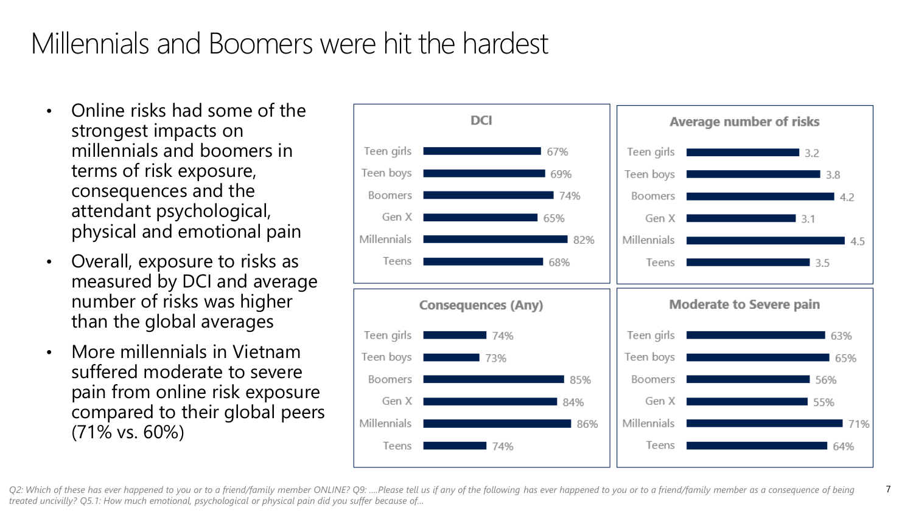# Millennials and Boomers were hit the hardest

- Online risks had some of the strongest impacts on millennials and boomers in terms of risk exposure, consequences and the attendant psychological, physical and emotional pain
- Overall, exposure to risks as measured by DCI and average number of risks was higher than the global averages
- More millennials in Vietnam suffered moderate to severe pain from online risk exposure compared to their global peers (71% vs. 60%)

**DCI**

| Group | Value |
|---|---|
| Teen girls | 67% |
| Teen boys | 69% |
| Boomers | 74% |
| Gen X | 65% |
| Millennials | 82% |
| Teens | 68% |

**Average number of risks**

| Group | Value |
|---|---|
| Teen girls | 3.2 |
| Teen boys | 3.8 |
| Boomers | 4.2 |
| Gen X | 3.1 |
| Millennials | 4.5 |
| Teens | 3.5 |

**Consequences (Any)**

| Group | Value |
|---|---|
| Teen girls | 74% |
| Teen boys | 73% |
| Boomers | 85% |
| Gen X | 84% |
| Millennials | 86% |
| Teens | 74% |

**Moderate to Severe pain**

| Group | Value |
|---|---|
| Teen girls | 63% |
| Teen boys | 65% |
| Boomers | 56% |
| Gen X | 55% |
| Millennials | 71% |
| Teens | 64% |

*Q2: Which of these has ever happened to you or to a friend/family member ONLINE? Q9: ….Please tell us if any of the following has ever happened to you or to a friend/family member as a consequence of being treated uncivilly? Q5.1: How much emotional, psychological or physical pain did you suffer because of…*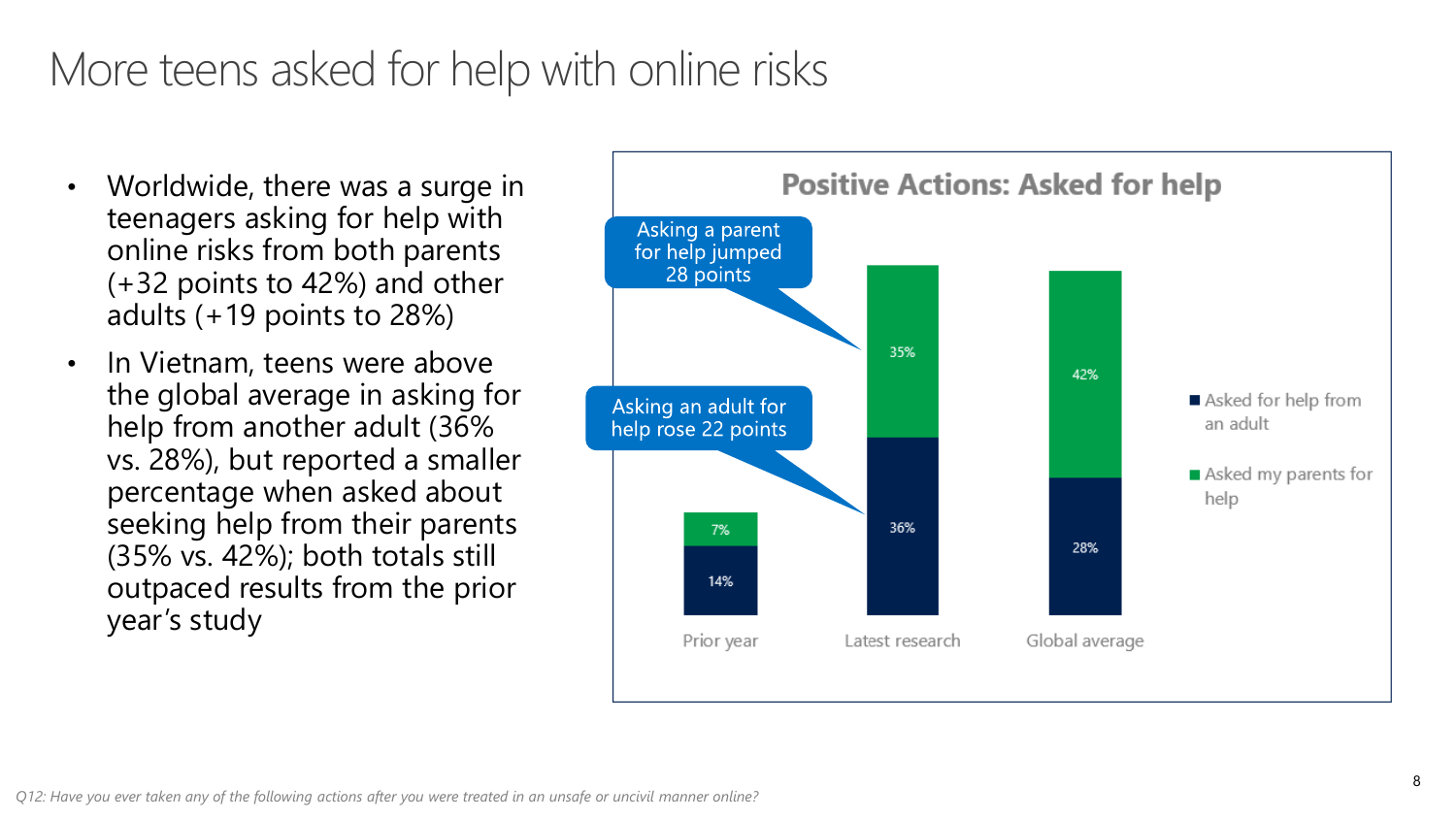# More teens asked for help with online risks

- Worldwide, there was a surge in teenagers asking for help with online risks from both parents (+32 points to 42%) and other adults (+19 points to 28%)
- In Vietnam, teens were above the global average in asking for help from another adult (36% vs. 28%), but reported a smaller percentage when asked about seeking help from their parents (35% vs. 42%); both totals still outpaced results from the prior year's study

**Positive Actions: Asked for help**

| | Prior year | Latest research | Global average |
|---|---|---|---|
| Asked for help from an adult | 14% | 36% | 28% |
| Asked my parents for help | 7% | 35% | 42% |

Asking a parent for help jumped 28 points

Asking an adult for help rose 22 points

*Q12: Have you ever taken any of the following actions after you were treated in an unsafe or uncivil manner online?*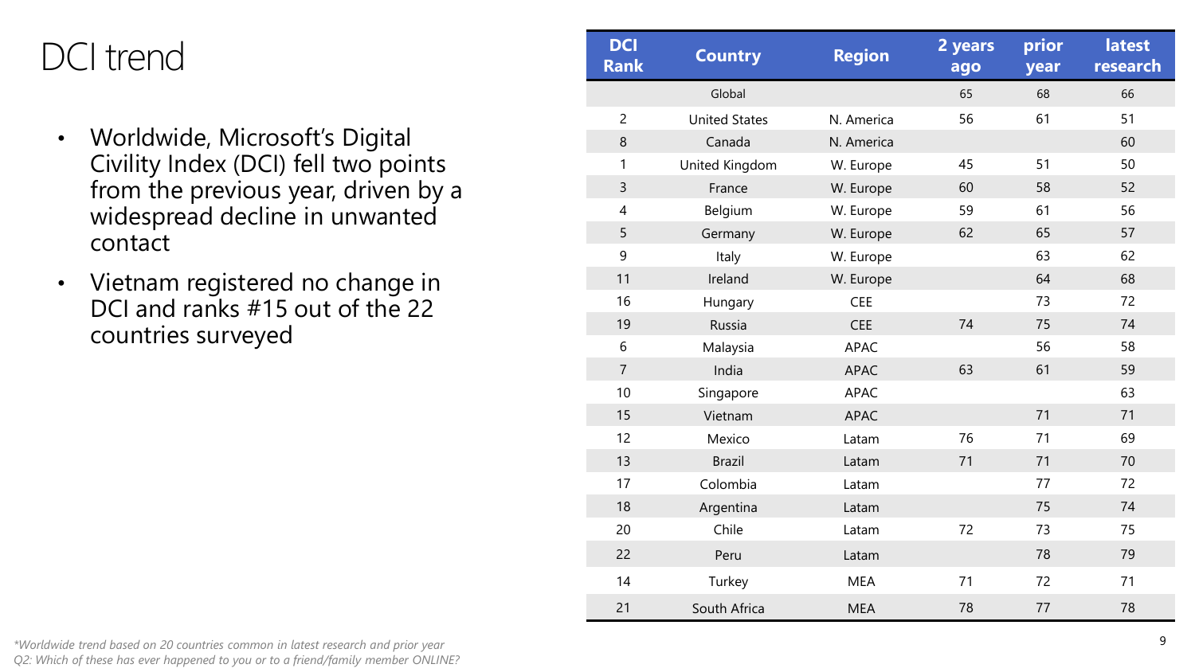# DCI trend

- Worldwide, Microsoft's Digital Civility Index (DCI) fell two points from the previous year, driven by a widespread decline in unwanted contact
- Vietnam registered no change in DCI and ranks #15 out of the 22 countries surveyed

| DCI Rank | Country | Region | 2 years ago | prior year | latest research |
|---|---|---|---|---|---|
| | Global | | 65 | 68 | 66 |
| 2 | United States | N. America | 56 | 61 | 51 |
| 8 | Canada | N. America | | | 60 |
| 1 | United Kingdom | W. Europe | 45 | 51 | 50 |
| 3 | France | W. Europe | 60 | 58 | 52 |
| 4 | Belgium | W. Europe | 59 | 61 | 56 |
| 5 | Germany | W. Europe | 62 | 65 | 57 |
| 9 | Italy | W. Europe | | 63 | 62 |
| 11 | Ireland | W. Europe | | 64 | 68 |
| 16 | Hungary | CEE | | 73 | 72 |
| 19 | Russia | CEE | 74 | 75 | 74 |
| 6 | Malaysia | APAC | | 56 | 58 |
| 7 | India | APAC | 63 | 61 | 59 |
| 10 | Singapore | APAC | | | 63 |
| 15 | Vietnam | APAC | | 71 | 71 |
| 12 | Mexico | Latam | 76 | 71 | 69 |
| 13 | Brazil | Latam | 71 | 71 | 70 |
| 17 | Colombia | Latam | | 77 | 72 |
| 18 | Argentina | Latam | | 75 | 74 |
| 20 | Chile | Latam | 72 | 73 | 75 |
| 22 | Peru | Latam | | 78 | 79 |
| 14 | Turkey | MEA | 71 | 72 | 71 |
| 21 | South Africa | MEA | 78 | 77 | 78 |

*\*Worldwide trend based on 20 countries common in latest research and prior year*
*Q2: Which of these has ever happened to you or to a friend/family member ONLINE?*